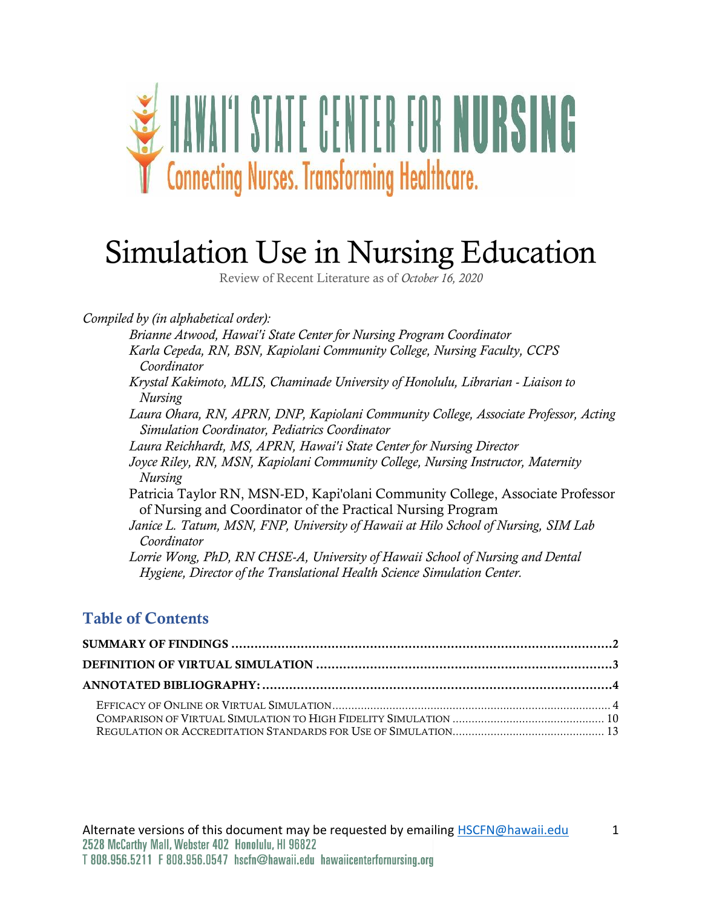HAWAI'I STATE CENTER FOR **NURSING**

Connecting Nurses. Transforming Healthcare.

# Simulation Use in Nursing Education

Review of Recent Literature as of *October 16, 2020*

*Compiled by (in alphabetical order):*

- *Brianne Atwood, Hawai'i State Center for Nursing Program Coordinator*
- *Karla Cepeda, RN, BSN, Kapiolani Community College, Nursing Faculty, CCPS Coordinator*
- *Krystal Kakimoto, MLIS, Chaminade University of Honolulu, Librarian - Liaison to Nursing*
- *Laura Ohara, RN, APRN, DNP, Kapiolani Community College, Associate Professor, Acting Simulation Coordinator, Pediatrics Coordinator*
- *Laura Reichhardt, MS, APRN, Hawai'i State Center for Nursing Director*
- *Joyce Riley, RN, MSN, Kapiolani Community College, Nursing Instructor, Maternity Nursing*
- Patricia Taylor RN, MSN-ED, Kapi'olani Community College, Associate Professor of Nursing and Coordinator of the Practical Nursing Program
- *Janice L. Tatum, MSN, FNP, University of Hawaii at Hilo School of Nursing, SIM Lab Coordinator*
- *Lorrie Wong, PhD, RN CHSE-A, University of Hawaii School of Nursing and Dental Hygiene, Director of the Translational Health Science Simulation Center.*

## Table of Contents

**SUMMARY OF FINDINGS** .......... **2**

**DEFINITION OF VIRTUAL SIMULATION** .......... **3**

**ANNOTATED BIBLIOGRAPHY:** .......... **4**

- EFFICACY OF ONLINE OR VIRTUAL SIMULATION .......... 4
- COMPARISON OF VIRTUAL SIMULATION TO HIGH FIDELITY SIMULATION .......... 10
- REGULATION OR ACCREDITATION STANDARDS FOR USE OF SIMULATION .......... 13

Alternate versions of this document may be requested by emailing HSCFN@hawaii.edu

2528 McCarthy Mall, Webster 402 Honolulu, HI 96822

T 808.956.5211 F 808.956.0547 hscfn@hawaii.edu hawaiicenterfornursing.org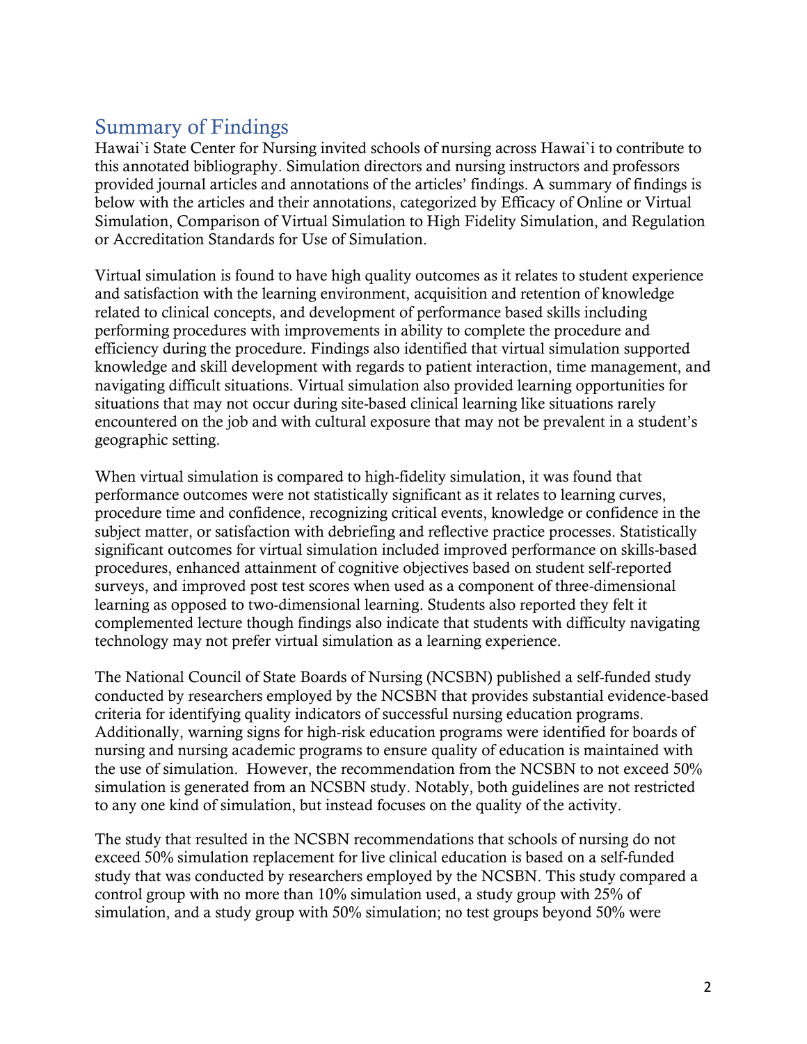## Summary of Findings

Hawai`i State Center for Nursing invited schools of nursing across Hawai`i to contribute to this annotated bibliography. Simulation directors and nursing instructors and professors provided journal articles and annotations of the articles' findings. A summary of findings is below with the articles and their annotations, categorized by Efficacy of Online or Virtual Simulation, Comparison of Virtual Simulation to High Fidelity Simulation, and Regulation or Accreditation Standards for Use of Simulation.

Virtual simulation is found to have high quality outcomes as it relates to student experience and satisfaction with the learning environment, acquisition and retention of knowledge related to clinical concepts, and development of performance based skills including performing procedures with improvements in ability to complete the procedure and efficiency during the procedure. Findings also identified that virtual simulation supported knowledge and skill development with regards to patient interaction, time management, and navigating difficult situations. Virtual simulation also provided learning opportunities for situations that may not occur during site-based clinical learning like situations rarely encountered on the job and with cultural exposure that may not be prevalent in a student's geographic setting.

When virtual simulation is compared to high-fidelity simulation, it was found that performance outcomes were not statistically significant as it relates to learning curves, procedure time and confidence, recognizing critical events, knowledge or confidence in the subject matter, or satisfaction with debriefing and reflective practice processes. Statistically significant outcomes for virtual simulation included improved performance on skills-based procedures, enhanced attainment of cognitive objectives based on student self-reported surveys, and improved post test scores when used as a component of three-dimensional learning as opposed to two-dimensional learning. Students also reported they felt it complemented lecture though findings also indicate that students with difficulty navigating technology may not prefer virtual simulation as a learning experience.

The National Council of State Boards of Nursing (NCSBN) published a self-funded study conducted by researchers employed by the NCSBN that provides substantial evidence-based criteria for identifying quality indicators of successful nursing education programs. Additionally, warning signs for high-risk education programs were identified for boards of nursing and nursing academic programs to ensure quality of education is maintained with the use of simulation. However, the recommendation from the NCSBN to not exceed 50% simulation is generated from an NCSBN study. Notably, both guidelines are not restricted to any one kind of simulation, but instead focuses on the quality of the activity.

The study that resulted in the NCSBN recommendations that schools of nursing do not exceed 50% simulation replacement for live clinical education is based on a self-funded study that was conducted by researchers employed by the NCSBN. This study compared a control group with no more than 10% simulation used, a study group with 25% of simulation, and a study group with 50% simulation; no test groups beyond 50% were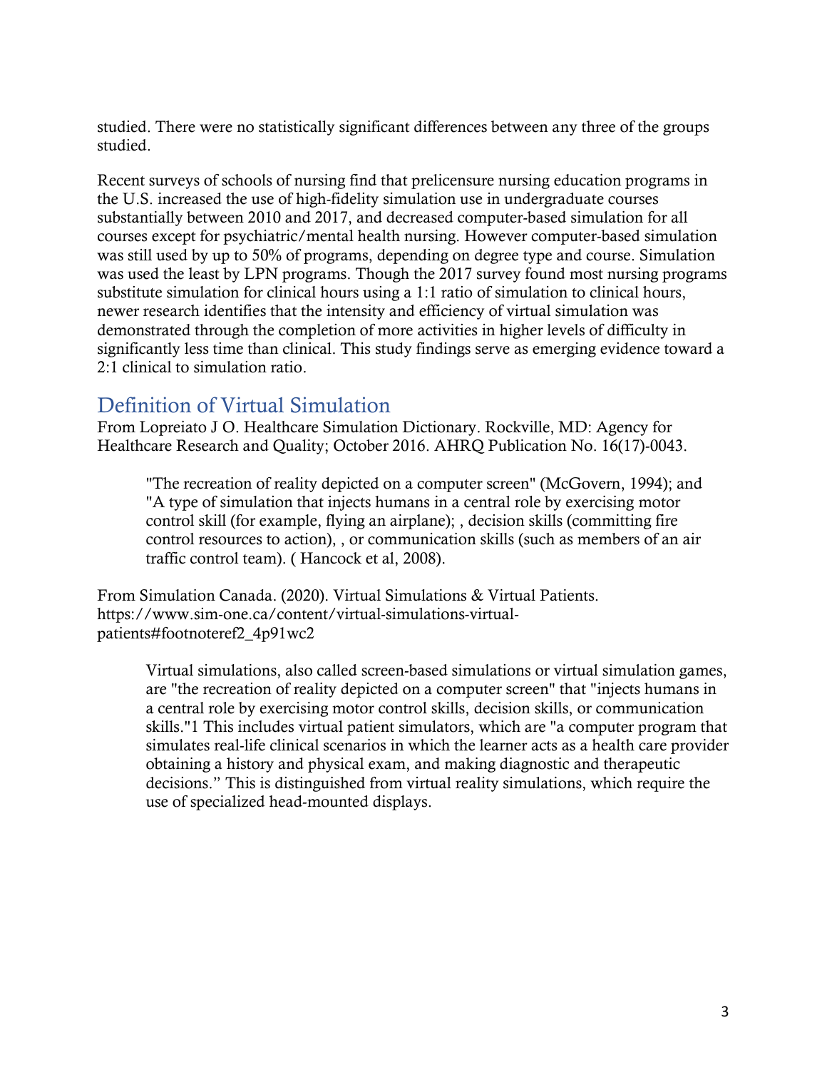studied. There were no statistically significant differences between any three of the groups studied.

Recent surveys of schools of nursing find that prelicensure nursing education programs in the U.S. increased the use of high-fidelity simulation use in undergraduate courses substantially between 2010 and 2017, and decreased computer-based simulation for all courses except for psychiatric/mental health nursing. However computer-based simulation was still used by up to 50% of programs, depending on degree type and course. Simulation was used the least by LPN programs. Though the 2017 survey found most nursing programs substitute simulation for clinical hours using a 1:1 ratio of simulation to clinical hours, newer research identifies that the intensity and efficiency of virtual simulation was demonstrated through the completion of more activities in higher levels of difficulty in significantly less time than clinical. This study findings serve as emerging evidence toward a 2:1 clinical to simulation ratio.

## Definition of Virtual Simulation

From Lopreiato J O. Healthcare Simulation Dictionary. Rockville, MD: Agency for Healthcare Research and Quality; October 2016. AHRQ Publication No. 16(17)-0043.

> "The recreation of reality depicted on a computer screen" (McGovern, 1994); and "A type of simulation that injects humans in a central role by exercising motor control skill (for example, flying an airplane); , decision skills (committing fire control resources to action), , or communication skills (such as members of an air traffic control team). ( Hancock et al, 2008).

From Simulation Canada. (2020). Virtual Simulations & Virtual Patients. https://www.sim-one.ca/content/virtual-simulations-virtual-patients#footnoteref2_4p91wc2

> Virtual simulations, also called screen-based simulations or virtual simulation games, are "the recreation of reality depicted on a computer screen" that "injects humans in a central role by exercising motor control skills, decision skills, or communication skills."1 This includes virtual patient simulators, which are "a computer program that simulates real-life clinical scenarios in which the learner acts as a health care provider obtaining a history and physical exam, and making diagnostic and therapeutic decisions." This is distinguished from virtual reality simulations, which require the use of specialized head-mounted displays.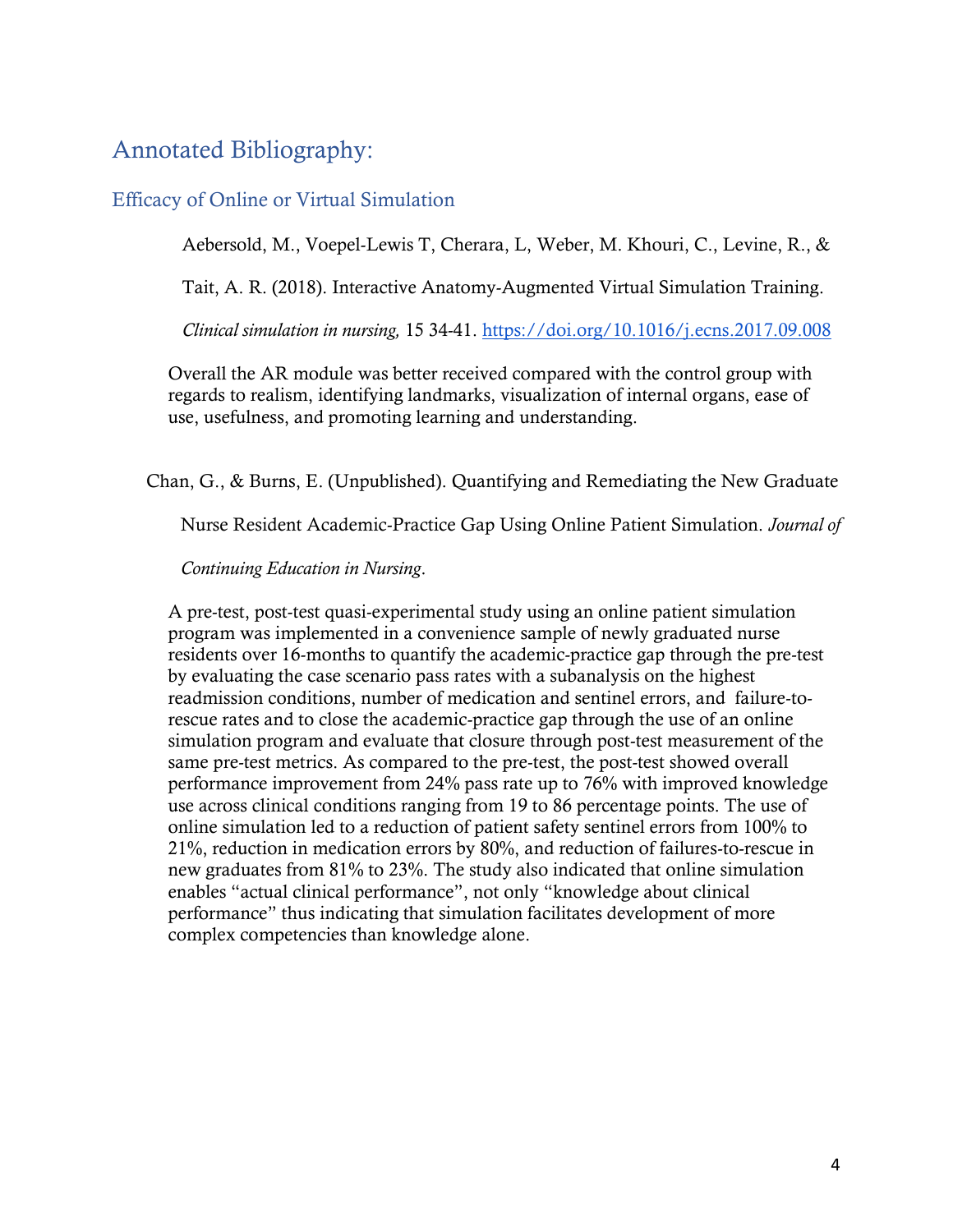# Annotated Bibliography:

## Efficacy of Online or Virtual Simulation

Aebersold, M., Voepel-Lewis T, Cherara, L, Weber, M. Khouri, C., Levine, R., & Tait, A. R. (2018). Interactive Anatomy-Augmented Virtual Simulation Training. *Clinical simulation in nursing,* 15 34-41. https://doi.org/10.1016/j.ecns.2017.09.008

Overall the AR module was better received compared with the control group with regards to realism, identifying landmarks, visualization of internal organs, ease of use, usefulness, and promoting learning and understanding.

Chan, G., & Burns, E. (Unpublished). Quantifying and Remediating the New Graduate Nurse Resident Academic-Practice Gap Using Online Patient Simulation. *Journal of Continuing Education in Nursing*.

A pre-test, post-test quasi-experimental study using an online patient simulation program was implemented in a convenience sample of newly graduated nurse residents over 16-months to quantify the academic-practice gap through the pre-test by evaluating the case scenario pass rates with a subanalysis on the highest readmission conditions, number of medication and sentinel errors, and failure-to-rescue rates and to close the academic-practice gap through the use of an online simulation program and evaluate that closure through post-test measurement of the same pre-test metrics. As compared to the pre-test, the post-test showed overall performance improvement from 24% pass rate up to 76% with improved knowledge use across clinical conditions ranging from 19 to 86 percentage points. The use of online simulation led to a reduction of patient safety sentinel errors from 100% to 21%, reduction in medication errors by 80%, and reduction of failures-to-rescue in new graduates from 81% to 23%. The study also indicated that online simulation enables "actual clinical performance", not only "knowledge about clinical performance" thus indicating that simulation facilitates development of more complex competencies than knowledge alone.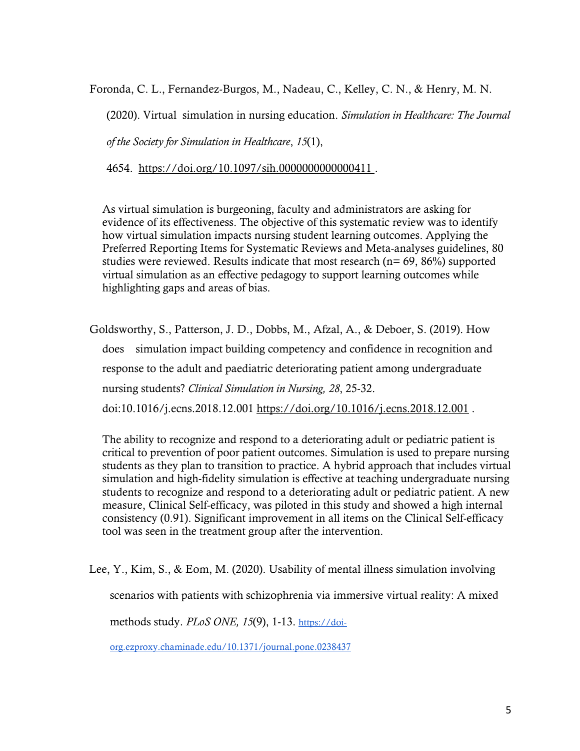Foronda, C. L., Fernandez-Burgos, M., Nadeau, C., Kelley, C. N., & Henry, M. N. (2020). Virtual  simulation in nursing education. *Simulation in Healthcare: The Journal of the Society for Simulation in Healthcare*, *15*(1), 4654. https://doi.org/10.1097/sih.0000000000000411 .

As virtual simulation is burgeoning, faculty and administrators are asking for evidence of its effectiveness. The objective of this systematic review was to identify how virtual simulation impacts nursing student learning outcomes. Applying the Preferred Reporting Items for Systematic Reviews and Meta-analyses guidelines, 80 studies were reviewed. Results indicate that most research (n= 69, 86%) supported virtual simulation as an effective pedagogy to support learning outcomes while highlighting gaps and areas of bias.

Goldsworthy, S., Patterson, J. D., Dobbs, M., Afzal, A., & Deboer, S. (2019). How does  simulation impact building competency and confidence in recognition and response to the adult and paediatric deteriorating patient among undergraduate nursing students? *Clinical Simulation in Nursing, 28*, 25-32. doi:10.1016/j.ecns.2018.12.001 https://doi.org/10.1016/j.ecns.2018.12.001 .

The ability to recognize and respond to a deteriorating adult or pediatric patient is critical to prevention of poor patient outcomes. Simulation is used to prepare nursing students as they plan to transition to practice. A hybrid approach that includes virtual simulation and high-fidelity simulation is effective at teaching undergraduate nursing students to recognize and respond to a deteriorating adult or pediatric patient. A new measure, Clinical Self-efficacy, was piloted in this study and showed a high internal consistency (0.91). Significant improvement in all items on the Clinical Self-efficacy tool was seen in the treatment group after the intervention.

Lee, Y., Kim, S., & Eom, M. (2020). Usability of mental illness simulation involving scenarios with patients with schizophrenia via immersive virtual reality: A mixed methods study. *PLoS ONE, 15*(9), 1-13. https://doi-org.ezproxy.chaminade.edu/10.1371/journal.pone.0238437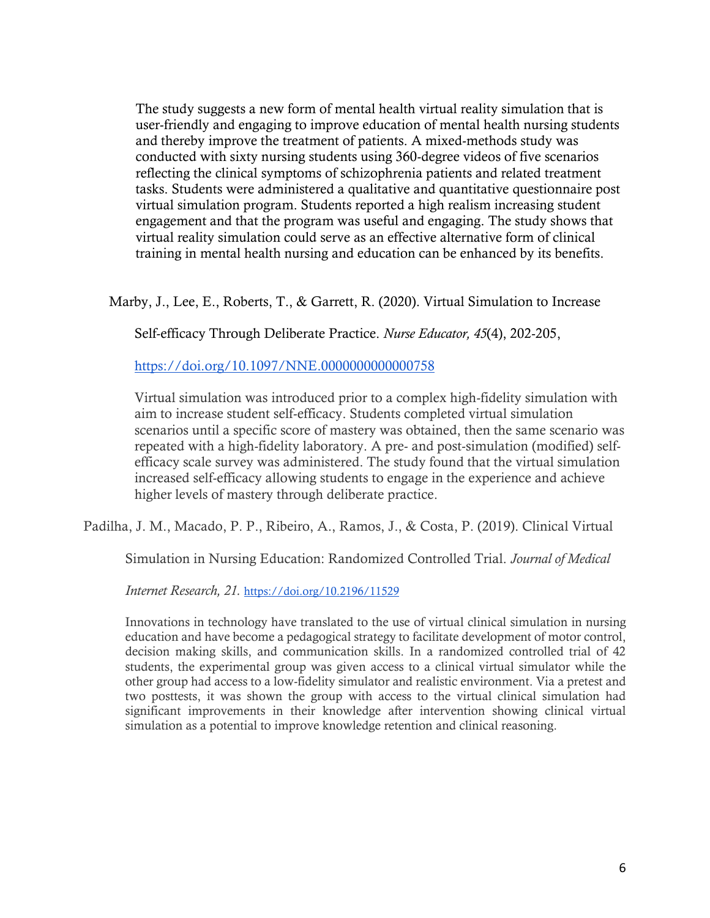The study suggests a new form of mental health virtual reality simulation that is user-friendly and engaging to improve education of mental health nursing students and thereby improve the treatment of patients. A mixed-methods study was conducted with sixty nursing students using 360-degree videos of five scenarios reflecting the clinical symptoms of schizophrenia patients and related treatment tasks. Students were administered a qualitative and quantitative questionnaire post virtual simulation program. Students reported a high realism increasing student engagement and that the program was useful and engaging. The study shows that virtual reality simulation could serve as an effective alternative form of clinical training in mental health nursing and education can be enhanced by its benefits.

Marby, J., Lee, E., Roberts, T., & Garrett, R. (2020). Virtual Simulation to Increase Self-efficacy Through Deliberate Practice. *Nurse Educator, 45*(4), 202-205, https://doi.org/10.1097/NNE.0000000000000758

Virtual simulation was introduced prior to a complex high-fidelity simulation with aim to increase student self-efficacy. Students completed virtual simulation scenarios until a specific score of mastery was obtained, then the same scenario was repeated with a high-fidelity laboratory. A pre- and post-simulation (modified) self-efficacy scale survey was administered. The study found that the virtual simulation increased self-efficacy allowing students to engage in the experience and achieve higher levels of mastery through deliberate practice.

Padilha, J. M., Macado, P. P., Ribeiro, A., Ramos, J., & Costa, P. (2019). Clinical Virtual Simulation in Nursing Education: Randomized Controlled Trial. *Journal of Medical Internet Research, 21.* https://doi.org/10.2196/11529

Innovations in technology have translated to the use of virtual clinical simulation in nursing education and have become a pedagogical strategy to facilitate development of motor control, decision making skills, and communication skills. In a randomized controlled trial of 42 students, the experimental group was given access to a clinical virtual simulator while the other group had access to a low-fidelity simulator and realistic environment. Via a pretest and two posttests, it was shown the group with access to the virtual clinical simulation had significant improvements in their knowledge after intervention showing clinical virtual simulation as a potential to improve knowledge retention and clinical reasoning.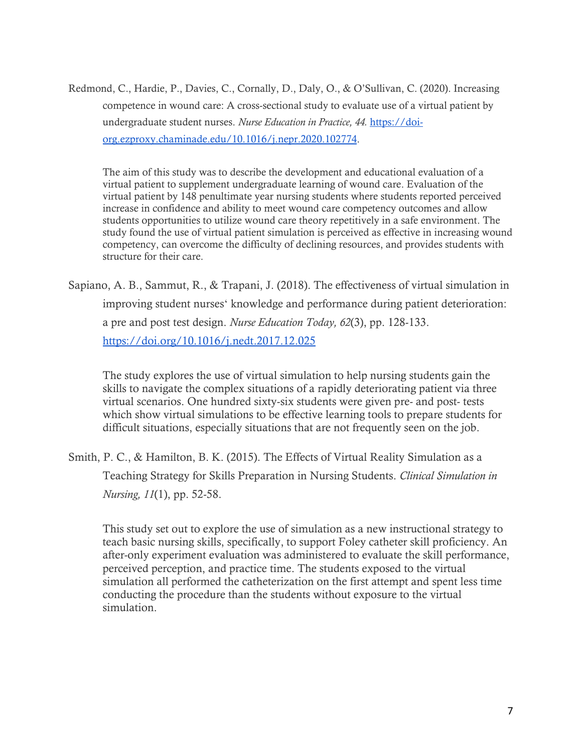Redmond, C., Hardie, P., Davies, C., Cornally, D., Daly, O., & O'Sullivan, C. (2020). Increasing competence in wound care: A cross-sectional study to evaluate use of a virtual patient by undergraduate student nurses. *Nurse Education in Practice, 44.* [https://doi-org.ezproxy.chaminade.edu/10.1016/j.nepr.2020.102774](https://doi-org.ezproxy.chaminade.edu/10.1016/j.nepr.2020.102774).

> The aim of this study was to describe the development and educational evaluation of a virtual patient to supplement undergraduate learning of wound care. Evaluation of the virtual patient by 148 penultimate year nursing students where students reported perceived increase in confidence and ability to meet wound care competency outcomes and allow students opportunities to utilize wound care theory repetitively in a safe environment. The study found the use of virtual patient simulation is perceived as effective in increasing wound competency, can overcome the difficulty of declining resources, and provides students with structure for their care.

Sapiano, A. B., Sammut, R., & Trapani, J. (2018). The effectiveness of virtual simulation in improving student nurses' knowledge and performance during patient deterioration: a pre and post test design. *Nurse Education Today, 62*(3), pp. 128-133. [https://doi.org/10.1016/j.nedt.2017.12.025](https://doi.org/10.1016/j.nedt.2017.12.025)

> The study explores the use of virtual simulation to help nursing students gain the skills to navigate the complex situations of a rapidly deteriorating patient via three virtual scenarios. One hundred sixty-six students were given pre- and post- tests which show virtual simulations to be effective learning tools to prepare students for difficult situations, especially situations that are not frequently seen on the job.

Smith, P. C., & Hamilton, B. K. (2015). The Effects of Virtual Reality Simulation as a Teaching Strategy for Skills Preparation in Nursing Students. *Clinical Simulation in Nursing, 11*(1), pp. 52-58.

> This study set out to explore the use of simulation as a new instructional strategy to teach basic nursing skills, specifically, to support Foley catheter skill proficiency. An after-only experiment evaluation was administered to evaluate the skill performance, perceived perception, and practice time. The students exposed to the virtual simulation all performed the catheterization on the first attempt and spent less time conducting the procedure than the students without exposure to the virtual simulation.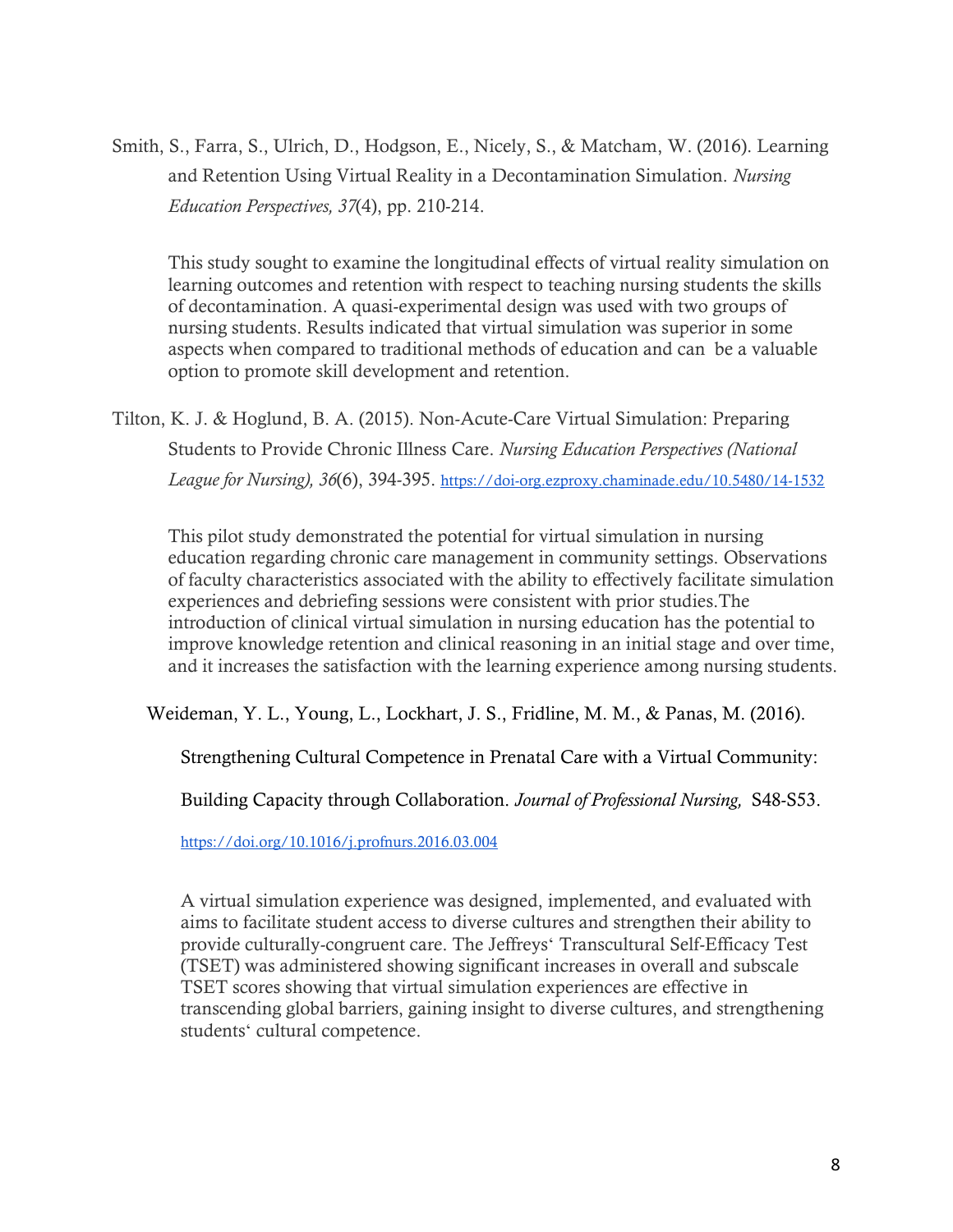Smith, S., Farra, S., Ulrich, D., Hodgson, E., Nicely, S., & Matcham, W. (2016). Learning and Retention Using Virtual Reality in a Decontamination Simulation. *Nursing Education Perspectives, 37*(4), pp. 210-214.

This study sought to examine the longitudinal effects of virtual reality simulation on learning outcomes and retention with respect to teaching nursing students the skills of decontamination. A quasi-experimental design was used with two groups of nursing students. Results indicated that virtual simulation was superior in some aspects when compared to traditional methods of education and can be a valuable option to promote skill development and retention.

Tilton, K. J. & Hoglund, B. A. (2015). Non-Acute-Care Virtual Simulation: Preparing Students to Provide Chronic Illness Care. *Nursing Education Perspectives (National League for Nursing), 36*(6), 394-395. https://doi-org.ezproxy.chaminade.edu/10.5480/14-1532

This pilot study demonstrated the potential for virtual simulation in nursing education regarding chronic care management in community settings. Observations of faculty characteristics associated with the ability to effectively facilitate simulation experiences and debriefing sessions were consistent with prior studies.The introduction of clinical virtual simulation in nursing education has the potential to improve knowledge retention and clinical reasoning in an initial stage and over time, and it increases the satisfaction with the learning experience among nursing students.

Weideman, Y. L., Young, L., Lockhart, J. S., Fridline, M. M., & Panas, M. (2016). Strengthening Cultural Competence in Prenatal Care with a Virtual Community: Building Capacity through Collaboration. *Journal of Professional Nursing,* S48-S53. https://doi.org/10.1016/j.profnurs.2016.03.004

A virtual simulation experience was designed, implemented, and evaluated with aims to facilitate student access to diverse cultures and strengthen their ability to provide culturally-congruent care. The Jeffreys' Transcultural Self-Efficacy Test (TSET) was administered showing significant increases in overall and subscale TSET scores showing that virtual simulation experiences are effective in transcending global barriers, gaining insight to diverse cultures, and strengthening students' cultural competence.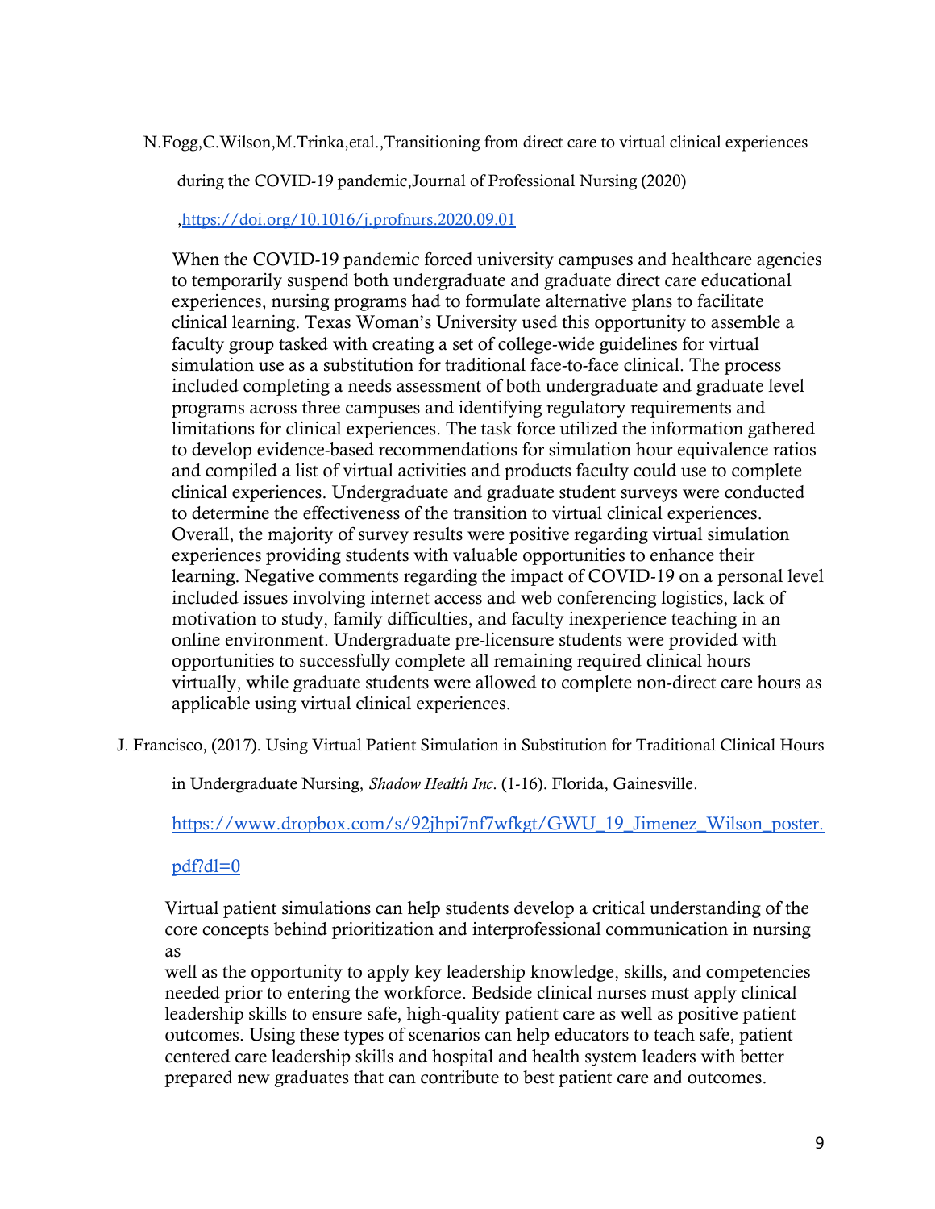N.Fogg,C.Wilson,M.Trinka,etal.,Transitioning from direct care to virtual clinical experiences during the COVID-19 pandemic,Journal of Professional Nursing (2020) ,https://doi.org/10.1016/j.profnurs.2020.09.01

When the COVID-19 pandemic forced university campuses and healthcare agencies to temporarily suspend both undergraduate and graduate direct care educational experiences, nursing programs had to formulate alternative plans to facilitate clinical learning. Texas Woman's University used this opportunity to assemble a faculty group tasked with creating a set of college-wide guidelines for virtual simulation use as a substitution for traditional face-to-face clinical. The process included completing a needs assessment of both undergraduate and graduate level programs across three campuses and identifying regulatory requirements and limitations for clinical experiences. The task force utilized the information gathered to develop evidence-based recommendations for simulation hour equivalence ratios and compiled a list of virtual activities and products faculty could use to complete clinical experiences. Undergraduate and graduate student surveys were conducted to determine the effectiveness of the transition to virtual clinical experiences. Overall, the majority of survey results were positive regarding virtual simulation experiences providing students with valuable opportunities to enhance their learning. Negative comments regarding the impact of COVID-19 on a personal level included issues involving internet access and web conferencing logistics, lack of motivation to study, family difficulties, and faculty inexperience teaching in an online environment. Undergraduate pre-licensure students were provided with opportunities to successfully complete all remaining required clinical hours virtually, while graduate students were allowed to complete non-direct care hours as applicable using virtual clinical experiences.

J. Francisco, (2017). Using Virtual Patient Simulation in Substitution for Traditional Clinical Hours in Undergraduate Nursing, *Shadow Health Inc*. (1-16). Florida, Gainesville.

https://www.dropbox.com/s/92jhpi7nf7wfkgt/GWU_19_Jimenez_Wilson_poster.pdf?dl=0

Virtual patient simulations can help students develop a critical understanding of the core concepts behind prioritization and interprofessional communication in nursing as
well as the opportunity to apply key leadership knowledge, skills, and competencies needed prior to entering the workforce. Bedside clinical nurses must apply clinical leadership skills to ensure safe, high-quality patient care as well as positive patient outcomes. Using these types of scenarios can help educators to teach safe, patient centered care leadership skills and hospital and health system leaders with better prepared new graduates that can contribute to best patient care and outcomes.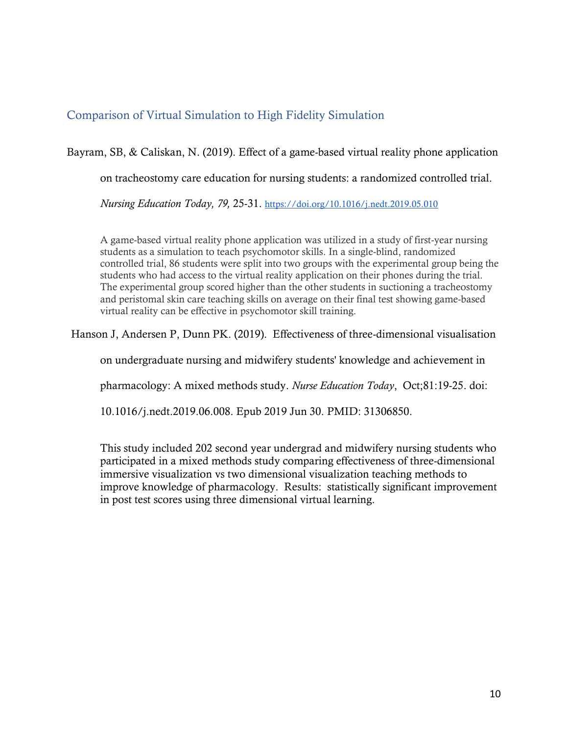## Comparison of Virtual Simulation to High Fidelity Simulation

Bayram, SB, & Caliskan, N. (2019). Effect of a game-based virtual reality phone application on tracheostomy care education for nursing students: a randomized controlled trial. *Nursing Education Today, 79,* 25-31. https://doi.org/10.1016/j.nedt.2019.05.010

> A game-based virtual reality phone application was utilized in a study of first-year nursing students as a simulation to teach psychomotor skills. In a single-blind, randomized controlled trial, 86 students were split into two groups with the experimental group being the students who had access to the virtual reality application on their phones during the trial. The experimental group scored higher than the other students in suctioning a tracheostomy and peristomal skin care teaching skills on average on their final test showing game-based virtual reality can be effective in psychomotor skill training.

Hanson J, Andersen P, Dunn PK. (2019). Effectiveness of three-dimensional visualisation on undergraduate nursing and midwifery students' knowledge and achievement in pharmacology: A mixed methods study. *Nurse Education Today*, Oct;81:19-25. doi: 10.1016/j.nedt.2019.06.008. Epub 2019 Jun 30. PMID: 31306850.

> This study included 202 second year undergrad and midwifery nursing students who participated in a mixed methods study comparing effectiveness of three-dimensional immersive visualization vs two dimensional visualization teaching methods to improve knowledge of pharmacology. Results: statistically significant improvement in post test scores using three dimensional virtual learning.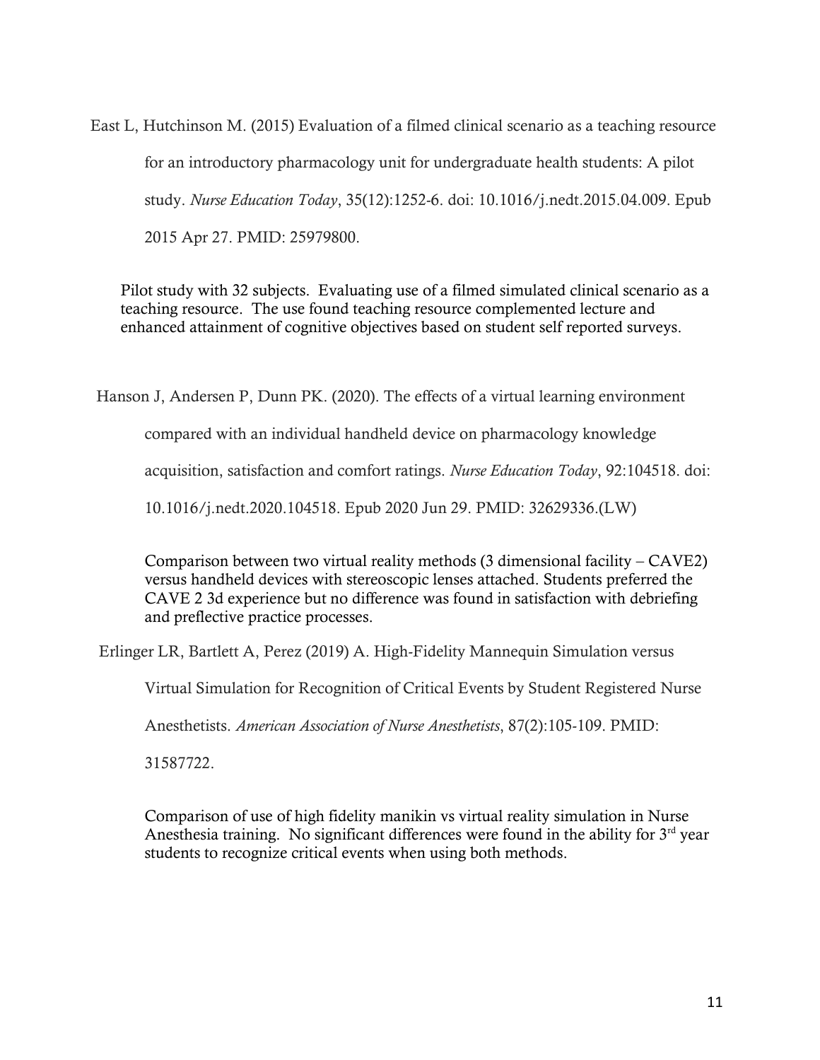East L, Hutchinson M. (2015) Evaluation of a filmed clinical scenario as a teaching resource for an introductory pharmacology unit for undergraduate health students: A pilot study. *Nurse Education Today*, 35(12):1252-6. doi: 10.1016/j.nedt.2015.04.009. Epub 2015 Apr 27. PMID: 25979800.

Pilot study with 32 subjects. Evaluating use of a filmed simulated clinical scenario as a teaching resource. The use found teaching resource complemented lecture and enhanced attainment of cognitive objectives based on student self reported surveys.

Hanson J, Andersen P, Dunn PK. (2020). The effects of a virtual learning environment compared with an individual handheld device on pharmacology knowledge acquisition, satisfaction and comfort ratings. *Nurse Education Today*, 92:104518. doi: 10.1016/j.nedt.2020.104518. Epub 2020 Jun 29. PMID: 32629336.(LW)

Comparison between two virtual reality methods (3 dimensional facility – CAVE2) versus handheld devices with stereoscopic lenses attached. Students preferred the CAVE 2 3d experience but no difference was found in satisfaction with debriefing and preflective practice processes.

Erlinger LR, Bartlett A, Perez (2019) A. High-Fidelity Mannequin Simulation versus Virtual Simulation for Recognition of Critical Events by Student Registered Nurse Anesthetists. *American Association of Nurse Anesthetists*, 87(2):105-109. PMID: 31587722.

Comparison of use of high fidelity manikin vs virtual reality simulation in Nurse Anesthesia training. No significant differences were found in the ability for 3rd year students to recognize critical events when using both methods.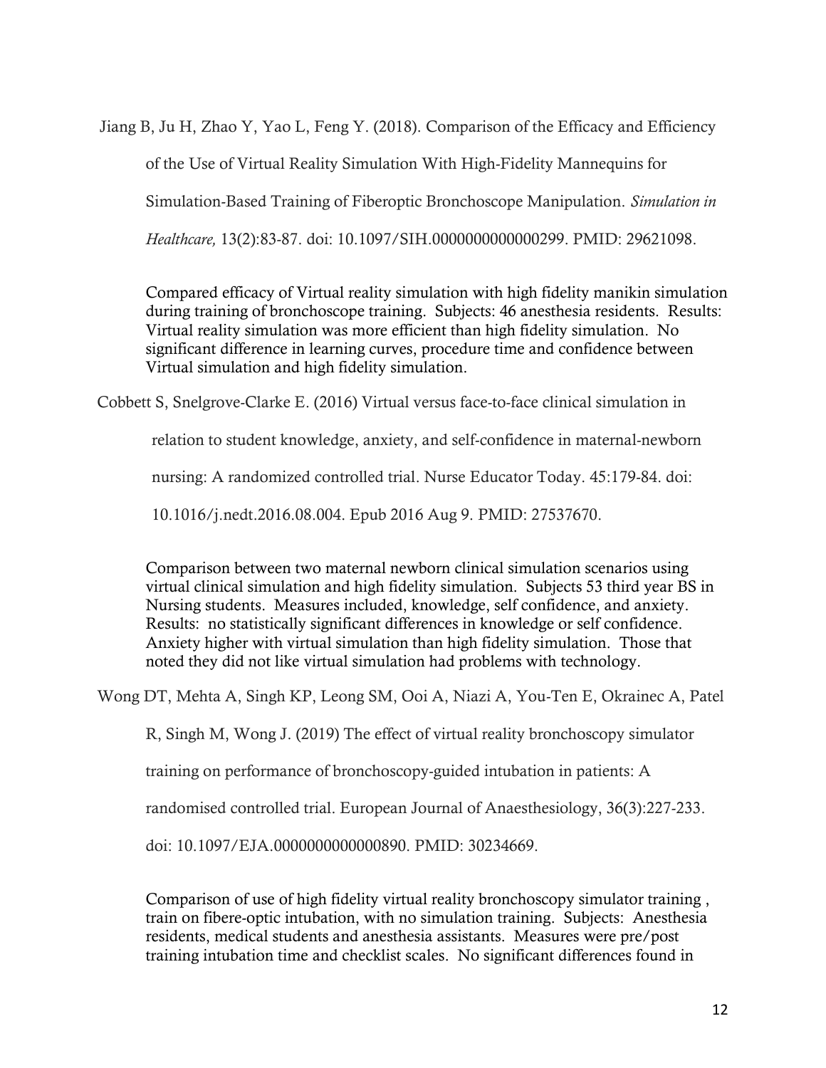Jiang B, Ju H, Zhao Y, Yao L, Feng Y. (2018). Comparison of the Efficacy and Efficiency of the Use of Virtual Reality Simulation With High-Fidelity Mannequins for Simulation-Based Training of Fiberoptic Bronchoscope Manipulation. *Simulation in Healthcare,* 13(2):83-87. doi: 10.1097/SIH.0000000000000299. PMID: 29621098.

Compared efficacy of Virtual reality simulation with high fidelity manikin simulation during training of bronchoscope training. Subjects: 46 anesthesia residents. Results: Virtual reality simulation was more efficient than high fidelity simulation. No significant difference in learning curves, procedure time and confidence between Virtual simulation and high fidelity simulation.

Cobbett S, Snelgrove-Clarke E. (2016) Virtual versus face-to-face clinical simulation in relation to student knowledge, anxiety, and self-confidence in maternal-newborn nursing: A randomized controlled trial. Nurse Educator Today. 45:179-84. doi: 10.1016/j.nedt.2016.08.004. Epub 2016 Aug 9. PMID: 27537670.

Comparison between two maternal newborn clinical simulation scenarios using virtual clinical simulation and high fidelity simulation. Subjects 53 third year BS in Nursing students. Measures included, knowledge, self confidence, and anxiety. Results: no statistically significant differences in knowledge or self confidence. Anxiety higher with virtual simulation than high fidelity simulation. Those that noted they did not like virtual simulation had problems with technology.

Wong DT, Mehta A, Singh KP, Leong SM, Ooi A, Niazi A, You-Ten E, Okrainec A, Patel R, Singh M, Wong J. (2019) The effect of virtual reality bronchoscopy simulator training on performance of bronchoscopy-guided intubation in patients: A randomised controlled trial. European Journal of Anaesthesiology, 36(3):227-233. doi: 10.1097/EJA.0000000000000890. PMID: 30234669.

Comparison of use of high fidelity virtual reality bronchoscopy simulator training , train on fibere-optic intubation, with no simulation training. Subjects: Anesthesia residents, medical students and anesthesia assistants. Measures were pre/post training intubation time and checklist scales. No significant differences found in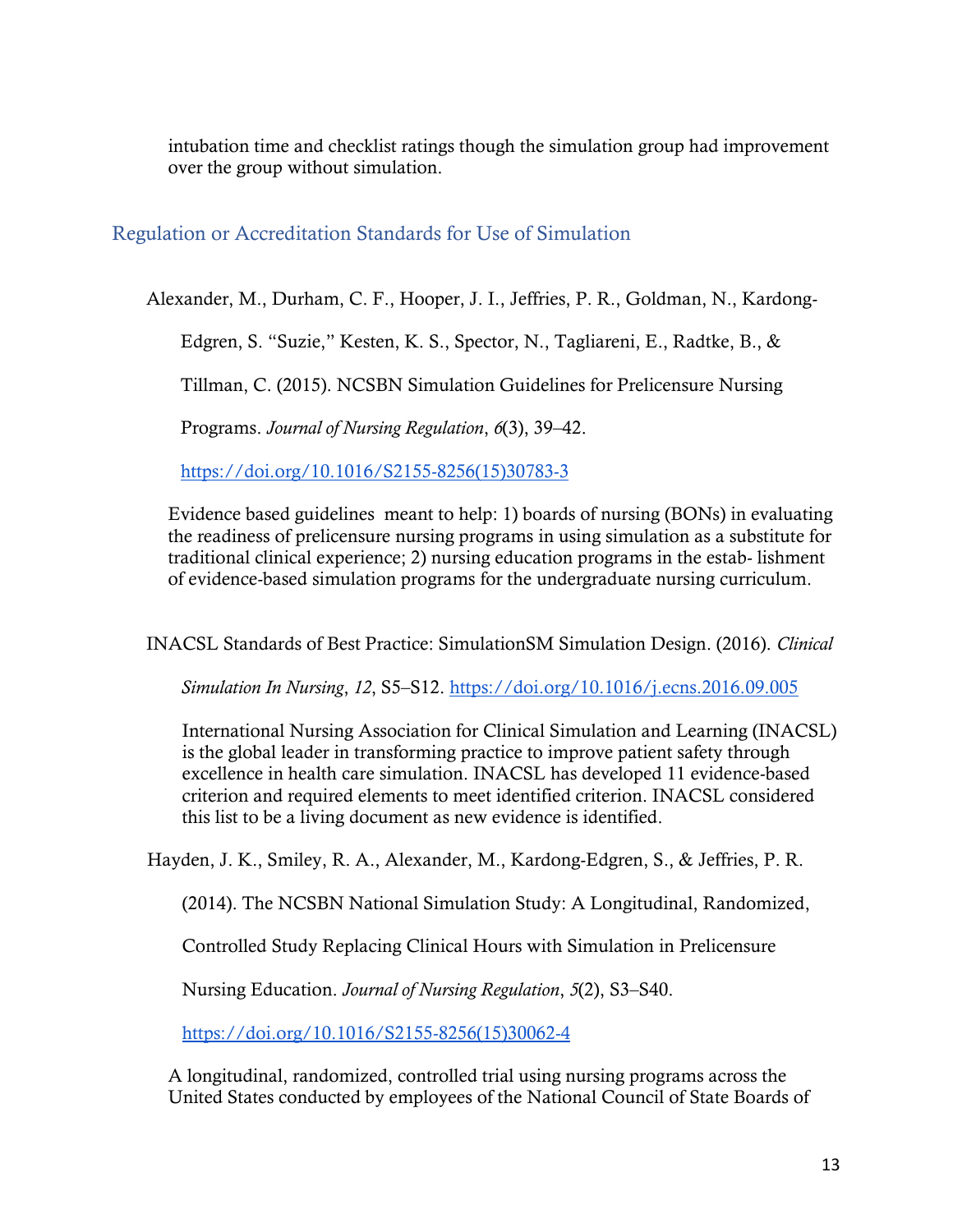intubation time and checklist ratings though the simulation group had improvement over the group without simulation.

## Regulation or Accreditation Standards for Use of Simulation

Alexander, M., Durham, C. F., Hooper, J. I., Jeffries, P. R., Goldman, N., Kardong-Edgren, S. "Suzie," Kesten, K. S., Spector, N., Tagliareni, E., Radtke, B., & Tillman, C. (2015). NCSBN Simulation Guidelines for Prelicensure Nursing Programs. *Journal of Nursing Regulation*, *6*(3), 39–42. https://doi.org/10.1016/S2155-8256(15)30783-3

Evidence based guidelines meant to help: 1) boards of nursing (BONs) in evaluating the readiness of prelicensure nursing programs in using simulation as a substitute for traditional clinical experience; 2) nursing education programs in the estab- lishment of evidence-based simulation programs for the undergraduate nursing curriculum.

INACSL Standards of Best Practice: SimulationSM Simulation Design. (2016). *Clinical Simulation In Nursing*, *12*, S5–S12. https://doi.org/10.1016/j.ecns.2016.09.005

International Nursing Association for Clinical Simulation and Learning (INACSL) is the global leader in transforming practice to improve patient safety through excellence in health care simulation. INACSL has developed 11 evidence-based criterion and required elements to meet identified criterion. INACSL considered this list to be a living document as new evidence is identified.

Hayden, J. K., Smiley, R. A., Alexander, M., Kardong-Edgren, S., & Jeffries, P. R. (2014). The NCSBN National Simulation Study: A Longitudinal, Randomized, Controlled Study Replacing Clinical Hours with Simulation in Prelicensure Nursing Education. *Journal of Nursing Regulation*, *5*(2), S3–S40. https://doi.org/10.1016/S2155-8256(15)30062-4

A longitudinal, randomized, controlled trial using nursing programs across the United States conducted by employees of the National Council of State Boards of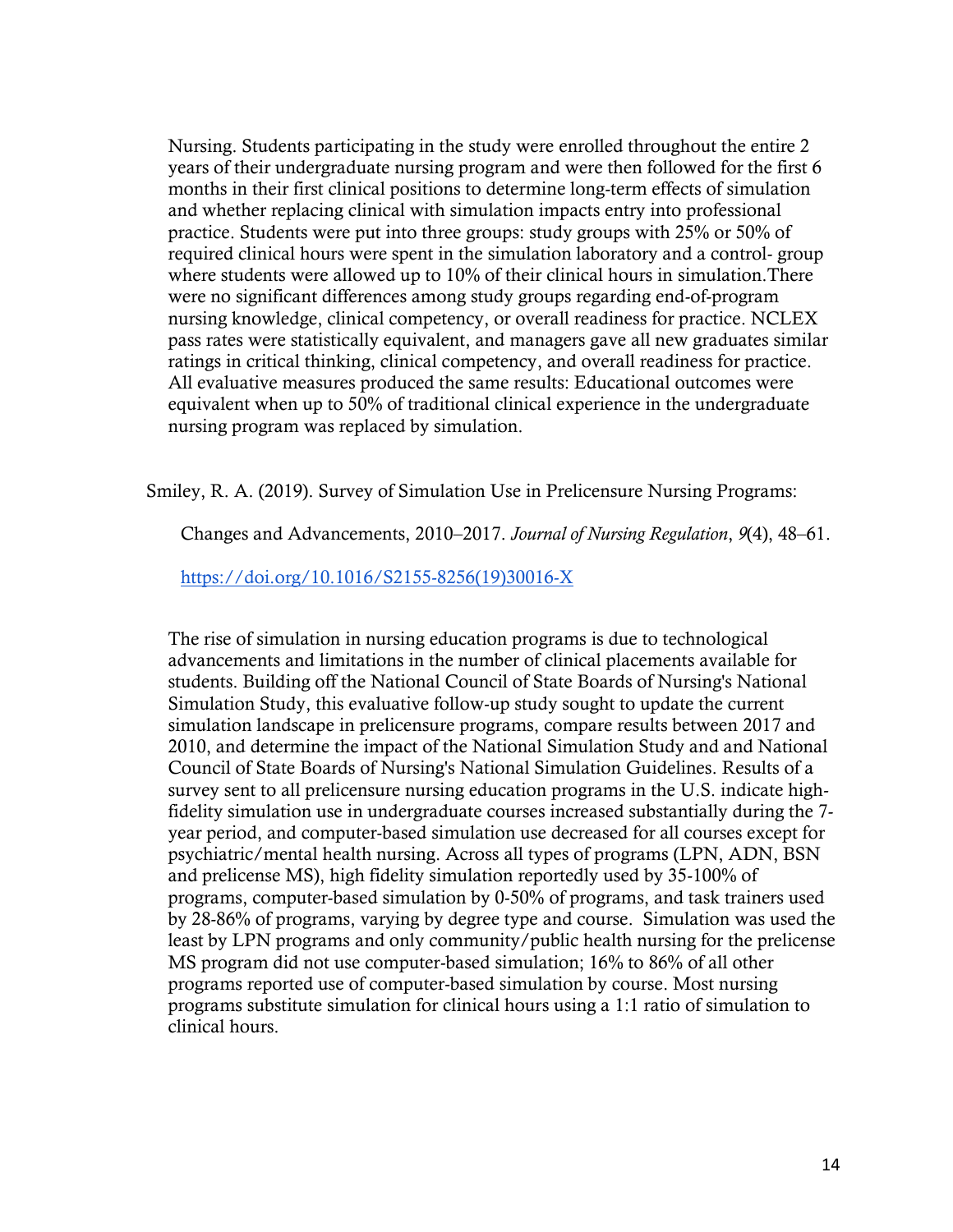Nursing. Students participating in the study were enrolled throughout the entire 2 years of their undergraduate nursing program and were then followed for the first 6 months in their first clinical positions to determine long-term effects of simulation and whether replacing clinical with simulation impacts entry into professional practice. Students were put into three groups: study groups with 25% or 50% of required clinical hours were spent in the simulation laboratory and a control- group where students were allowed up to 10% of their clinical hours in simulation.There were no significant differences among study groups regarding end-of-program nursing knowledge, clinical competency, or overall readiness for practice. NCLEX pass rates were statistically equivalent, and managers gave all new graduates similar ratings in critical thinking, clinical competency, and overall readiness for practice. All evaluative measures produced the same results: Educational outcomes were equivalent when up to 50% of traditional clinical experience in the undergraduate nursing program was replaced by simulation.

Smiley, R. A. (2019). Survey of Simulation Use in Prelicensure Nursing Programs: Changes and Advancements, 2010–2017. *Journal of Nursing Regulation*, *9*(4), 48–61. https://doi.org/10.1016/S2155-8256(19)30016-X

The rise of simulation in nursing education programs is due to technological advancements and limitations in the number of clinical placements available for students. Building off the National Council of State Boards of Nursing's National Simulation Study, this evaluative follow-up study sought to update the current simulation landscape in prelicensure programs, compare results between 2017 and 2010, and determine the impact of the National Simulation Study and and National Council of State Boards of Nursing's National Simulation Guidelines. Results of a survey sent to all prelicensure nursing education programs in the U.S. indicate high-fidelity simulation use in undergraduate courses increased substantially during the 7-year period, and computer-based simulation use decreased for all courses except for psychiatric/mental health nursing. Across all types of programs (LPN, ADN, BSN and prelicense MS), high fidelity simulation reportedly used by 35-100% of programs, computer-based simulation by 0-50% of programs, and task trainers used by 28-86% of programs, varying by degree type and course. Simulation was used the least by LPN programs and only community/public health nursing for the prelicense MS program did not use computer-based simulation; 16% to 86% of all other programs reported use of computer-based simulation by course. Most nursing programs substitute simulation for clinical hours using a 1:1 ratio of simulation to clinical hours.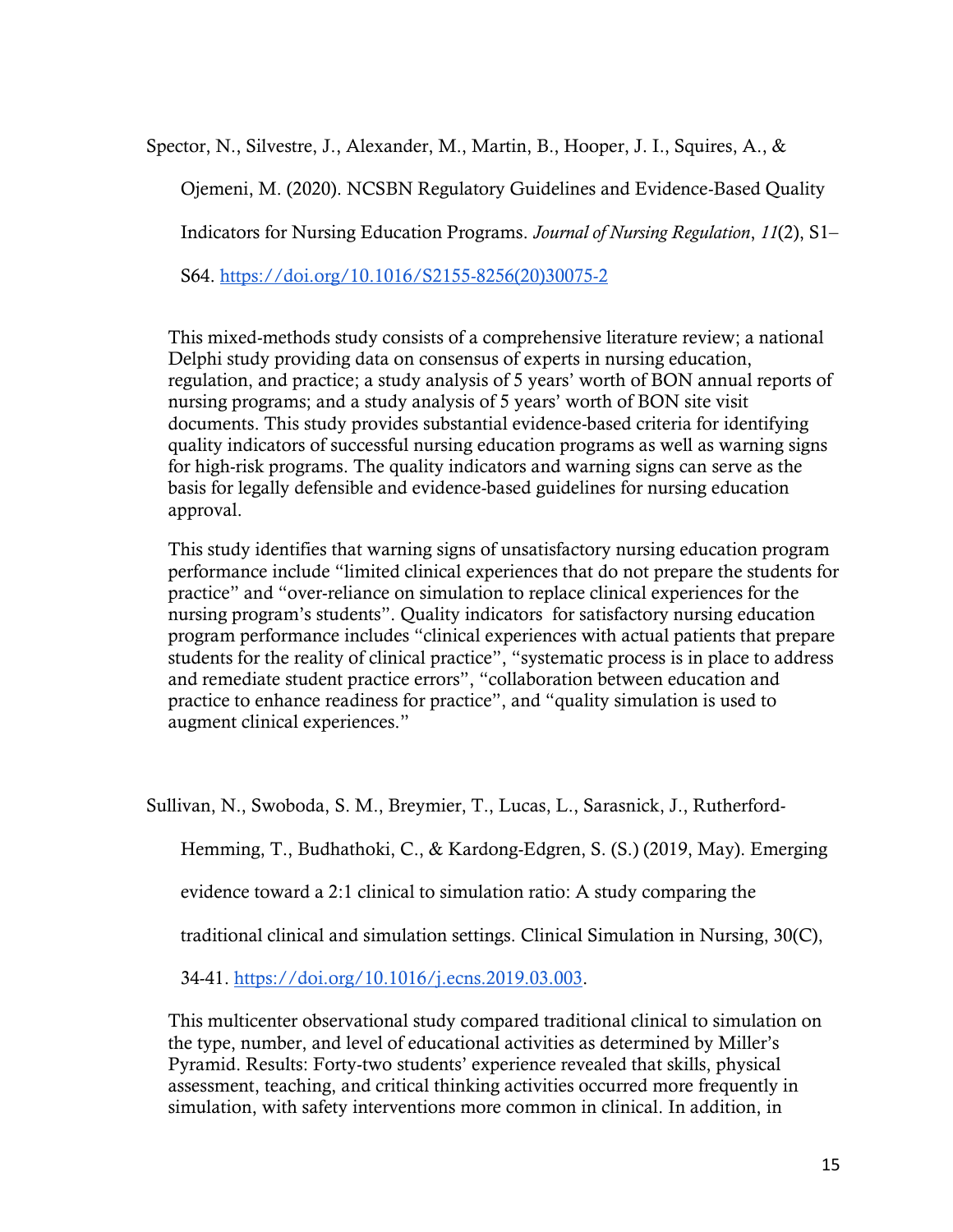Spector, N., Silvestre, J., Alexander, M., Martin, B., Hooper, J. I., Squires, A., & Ojemeni, M. (2020). NCSBN Regulatory Guidelines and Evidence-Based Quality Indicators for Nursing Education Programs. *Journal of Nursing Regulation*, *11*(2), S1–S64. https://doi.org/10.1016/S2155-8256(20)30075-2

This mixed-methods study consists of a comprehensive literature review; a national Delphi study providing data on consensus of experts in nursing education, regulation, and practice; a study analysis of 5 years' worth of BON annual reports of nursing programs; and a study analysis of 5 years' worth of BON site visit documents. This study provides substantial evidence-based criteria for identifying quality indicators of successful nursing education programs as well as warning signs for high-risk programs. The quality indicators and warning signs can serve as the basis for legally defensible and evidence-based guidelines for nursing education approval.

This study identifies that warning signs of unsatisfactory nursing education program performance include "limited clinical experiences that do not prepare the students for practice" and "over-reliance on simulation to replace clinical experiences for the nursing program's students". Quality indicators for satisfactory nursing education program performance includes "clinical experiences with actual patients that prepare students for the reality of clinical practice", "systematic process is in place to address and remediate student practice errors", "collaboration between education and practice to enhance readiness for practice", and "quality simulation is used to augment clinical experiences."

Sullivan, N., Swoboda, S. M., Breymier, T., Lucas, L., Sarasnick, J., Rutherford-Hemming, T., Budhathoki, C., & Kardong-Edgren, S. (S.) (2019, May). Emerging evidence toward a 2:1 clinical to simulation ratio: A study comparing the traditional clinical and simulation settings. Clinical Simulation in Nursing, 30(C), 34-41. https://doi.org/10.1016/j.ecns.2019.03.003.

This multicenter observational study compared traditional clinical to simulation on the type, number, and level of educational activities as determined by Miller's Pyramid. Results: Forty-two students' experience revealed that skills, physical assessment, teaching, and critical thinking activities occurred more frequently in simulation, with safety interventions more common in clinical. In addition, in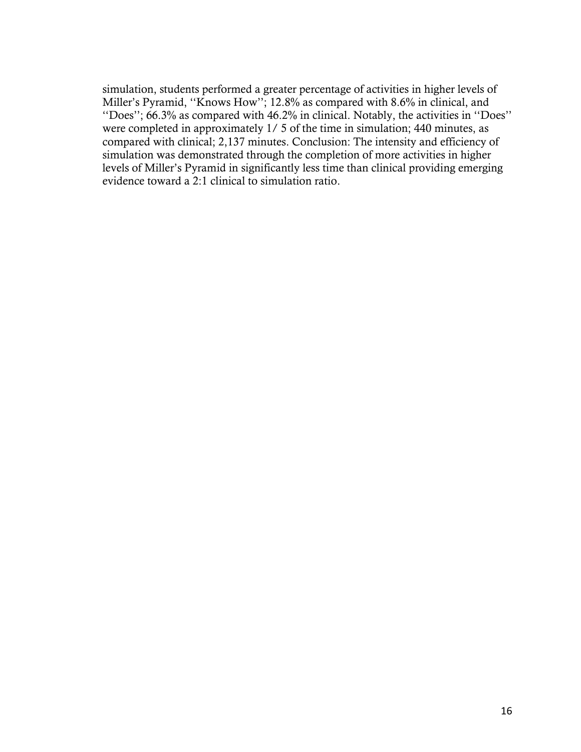simulation, students performed a greater percentage of activities in higher levels of Miller's Pyramid, ''Knows How''; 12.8% as compared with 8.6% in clinical, and ''Does''; 66.3% as compared with 46.2% in clinical. Notably, the activities in ''Does'' were completed in approximately 1/ 5 of the time in simulation; 440 minutes, as compared with clinical; 2,137 minutes. Conclusion: The intensity and efficiency of simulation was demonstrated through the completion of more activities in higher levels of Miller's Pyramid in significantly less time than clinical providing emerging evidence toward a 2:1 clinical to simulation ratio.